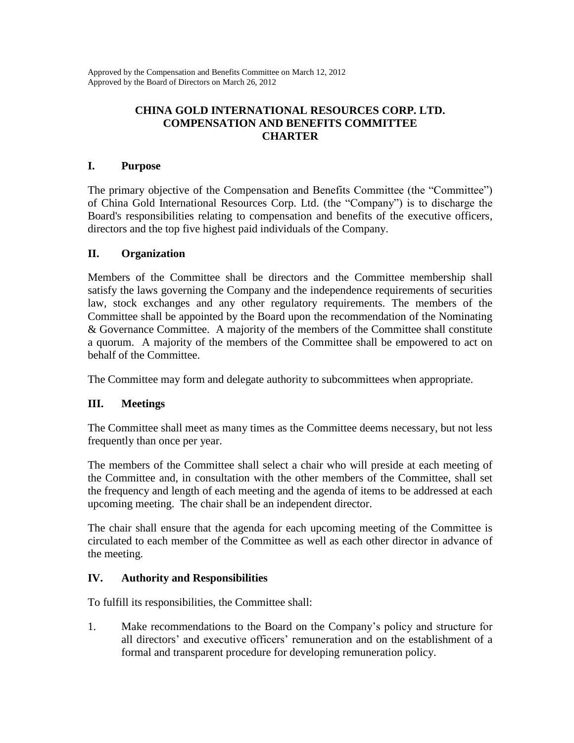Approved by the Compensation and Benefits Committee on March 12, 2012
Approved by the Board of Directors on March 26, 2012

# CHINA GOLD INTERNATIONAL RESOURCES CORP. LTD.
# COMPENSATION AND BENEFITS COMMITTEE
# CHARTER

## I. Purpose

The primary objective of the Compensation and Benefits Committee (the "Committee") of China Gold International Resources Corp. Ltd. (the "Company") is to discharge the Board's responsibilities relating to compensation and benefits of the executive officers, directors and the top five highest paid individuals of the Company.

## II. Organization

Members of the Committee shall be directors and the Committee membership shall satisfy the laws governing the Company and the independence requirements of securities law, stock exchanges and any other regulatory requirements. The members of the Committee shall be appointed by the Board upon the recommendation of the Nominating & Governance Committee. A majority of the members of the Committee shall constitute a quorum. A majority of the members of the Committee shall be empowered to act on behalf of the Committee.

The Committee may form and delegate authority to subcommittees when appropriate.

## III. Meetings

The Committee shall meet as many times as the Committee deems necessary, but not less frequently than once per year.

The members of the Committee shall select a chair who will preside at each meeting of the Committee and, in consultation with the other members of the Committee, shall set the frequency and length of each meeting and the agenda of items to be addressed at each upcoming meeting. The chair shall be an independent director.

The chair shall ensure that the agenda for each upcoming meeting of the Committee is circulated to each member of the Committee as well as each other director in advance of the meeting.

## IV. Authority and Responsibilities

To fulfill its responsibilities, the Committee shall:

1. Make recommendations to the Board on the Company's policy and structure for all directors' and executive officers' remuneration and on the establishment of a formal and transparent procedure for developing remuneration policy.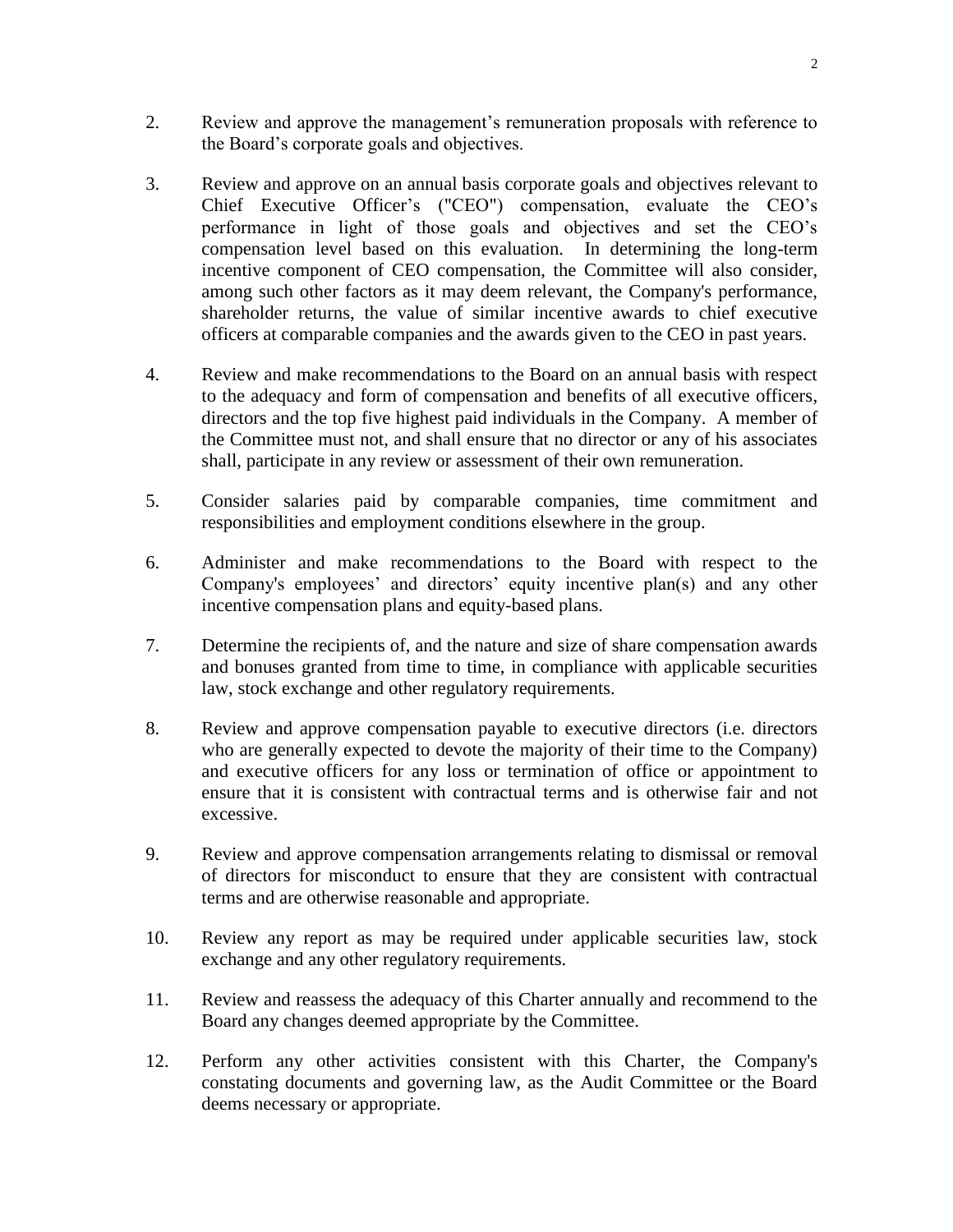2. Review and approve the management's remuneration proposals with reference to the Board's corporate goals and objectives.

3. Review and approve on an annual basis corporate goals and objectives relevant to Chief Executive Officer's ("CEO") compensation, evaluate the CEO's performance in light of those goals and objectives and set the CEO's compensation level based on this evaluation. In determining the long-term incentive component of CEO compensation, the Committee will also consider, among such other factors as it may deem relevant, the Company's performance, shareholder returns, the value of similar incentive awards to chief executive officers at comparable companies and the awards given to the CEO in past years.

4. Review and make recommendations to the Board on an annual basis with respect to the adequacy and form of compensation and benefits of all executive officers, directors and the top five highest paid individuals in the Company. A member of the Committee must not, and shall ensure that no director or any of his associates shall, participate in any review or assessment of their own remuneration.

5. Consider salaries paid by comparable companies, time commitment and responsibilities and employment conditions elsewhere in the group.

6. Administer and make recommendations to the Board with respect to the Company's employees' and directors' equity incentive plan(s) and any other incentive compensation plans and equity-based plans.

7. Determine the recipients of, and the nature and size of share compensation awards and bonuses granted from time to time, in compliance with applicable securities law, stock exchange and other regulatory requirements.

8. Review and approve compensation payable to executive directors (i.e. directors who are generally expected to devote the majority of their time to the Company) and executive officers for any loss or termination of office or appointment to ensure that it is consistent with contractual terms and is otherwise fair and not excessive.

9. Review and approve compensation arrangements relating to dismissal or removal of directors for misconduct to ensure that they are consistent with contractual terms and are otherwise reasonable and appropriate.

10. Review any report as may be required under applicable securities law, stock exchange and any other regulatory requirements.

11. Review and reassess the adequacy of this Charter annually and recommend to the Board any changes deemed appropriate by the Committee.

12. Perform any other activities consistent with this Charter, the Company's constating documents and governing law, as the Audit Committee or the Board deems necessary or appropriate.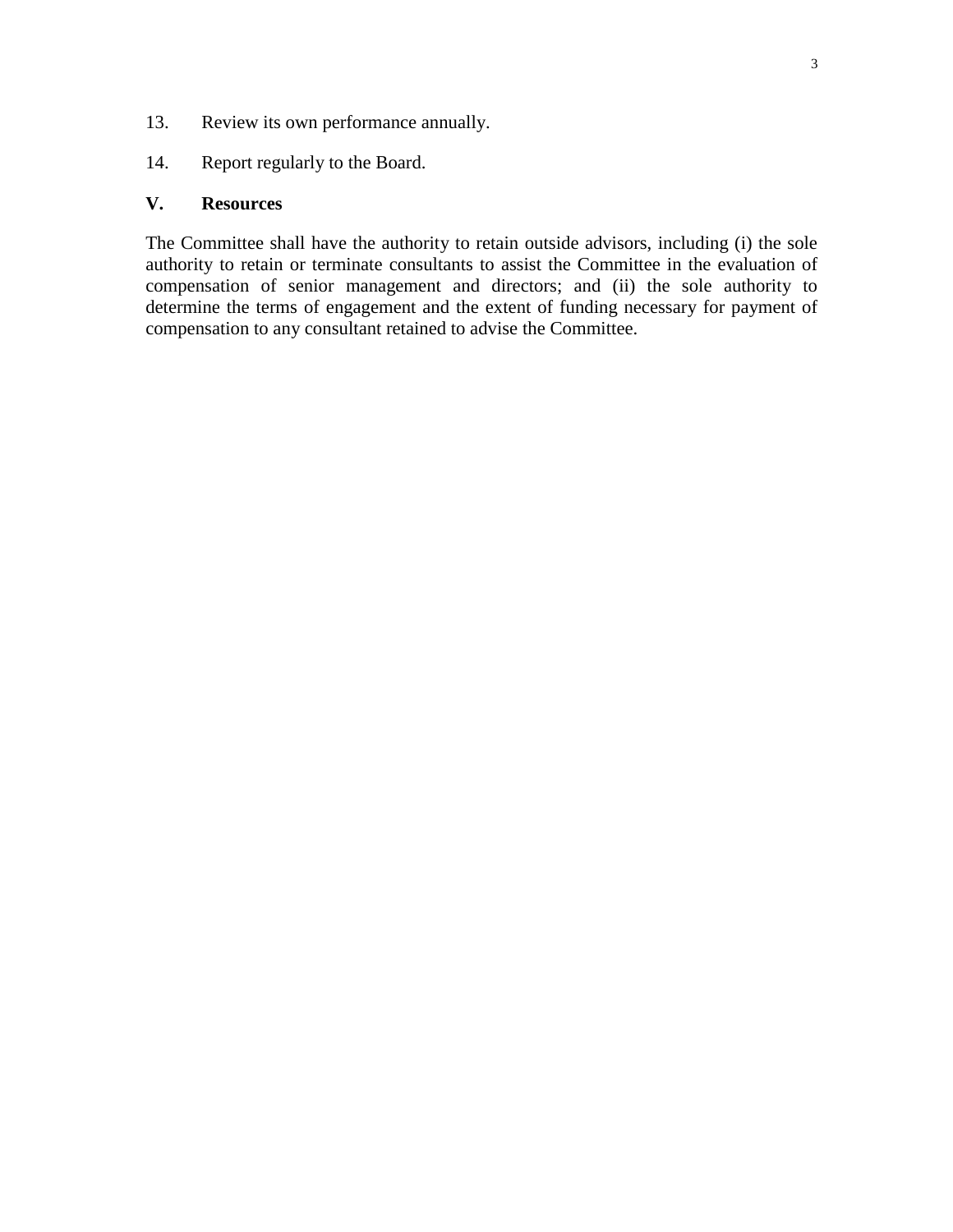13. Review its own performance annually.

14. Report regularly to the Board.

## V. Resources

The Committee shall have the authority to retain outside advisors, including (i) the sole authority to retain or terminate consultants to assist the Committee in the evaluation of compensation of senior management and directors; and (ii) the sole authority to determine the terms of engagement and the extent of funding necessary for payment of compensation to any consultant retained to advise the Committee.